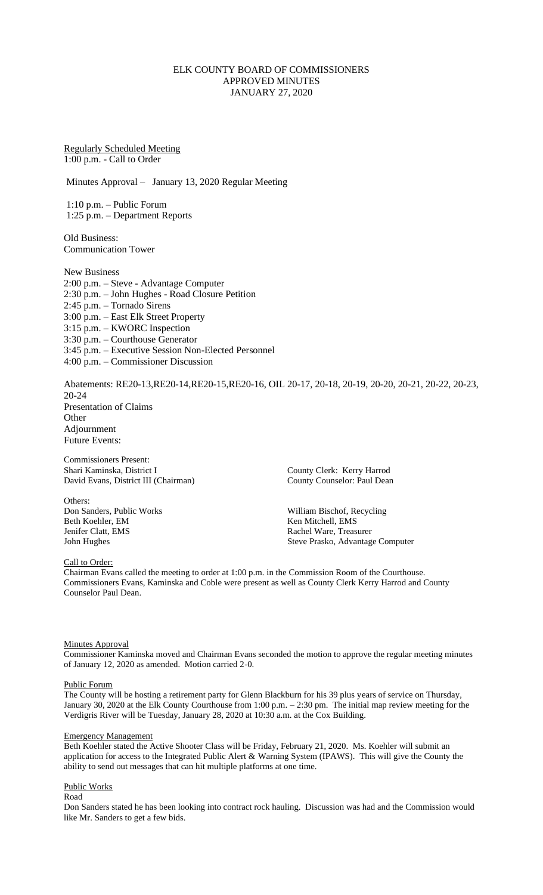# ELK COUNTY BOARD OF COMMISSIONERS
## APPROVED MINUTES
## JANUARY 27, 2020

Regularly Scheduled Meeting
1:00 p.m. - Call to Order

Minutes Approval – January 13, 2020 Regular Meeting

1:10 p.m. – Public Forum
1:25 p.m. – Department Reports

Old Business:
Communication Tower

New Business
2:00 p.m. – Steve - Advantage Computer
2:30 p.m. – John Hughes - Road Closure Petition
2:45 p.m. – Tornado Sirens
3:00 p.m. – East Elk Street Property
3:15 p.m. – KWORC Inspection
3:30 p.m. – Courthouse Generator
3:45 p.m. – Executive Session Non-Elected Personnel
4:00 p.m. – Commissioner Discussion

Abatements: RE20-13,RE20-14,RE20-15,RE20-16, OIL 20-17, 20-18, 20-19, 20-20, 20-21, 20-22, 20-23, 20-24
Presentation of Claims
Other
Adjournment
Future Events:

Commissioners Present:
Shari Kaminska, District I
David Evans, District III (Chairman)

County Clerk: Kerry Harrod
County Counselor: Paul Dean

Others:
Don Sanders, Public Works
Beth Koehler, EM
Jenifer Clatt, EMS
John Hughes

William Bischof, Recycling
Ken Mitchell, EMS
Rachel Ware, Treasurer
Steve Prasko, Advantage Computer

Call to Order:
Chairman Evans called the meeting to order at 1:00 p.m. in the Commission Room of the Courthouse. Commissioners Evans, Kaminska and Coble were present as well as County Clerk Kerry Harrod and County Counselor Paul Dean.

Minutes Approval
Commissioner Kaminska moved and Chairman Evans seconded the motion to approve the regular meeting minutes of January 12, 2020 as amended. Motion carried 2-0.

Public Forum
The County will be hosting a retirement party for Glenn Blackburn for his 39 plus years of service on Thursday, January 30, 2020 at the Elk County Courthouse from 1:00 p.m. – 2:30 pm. The initial map review meeting for the Verdigris River will be Tuesday, January 28, 2020 at 10:30 a.m. at the Cox Building.

Emergency Management
Beth Koehler stated the Active Shooter Class will be Friday, February 21, 2020. Ms. Koehler will submit an application for access to the Integrated Public Alert & Warning System (IPAWS). This will give the County the ability to send out messages that can hit multiple platforms at one time.

Public Works
Road
Don Sanders stated he has been looking into contract rock hauling. Discussion was had and the Commission would like Mr. Sanders to get a few bids.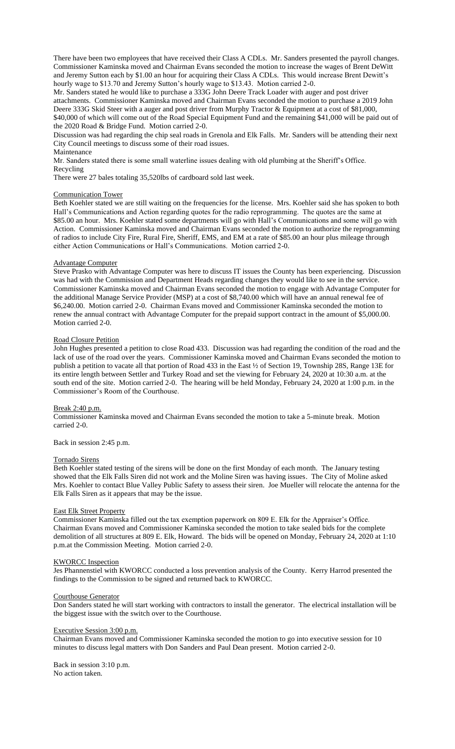There have been two employees that have received their Class A CDLs. Mr. Sanders presented the payroll changes. Commissioner Kaminska moved and Chairman Evans seconded the motion to increase the wages of Brent DeWitt and Jeremy Sutton each by $1.00 an hour for acquiring their Class A CDLs. This would increase Brent Dewitt's hourly wage to $13.70 and Jeremy Sutton's hourly wage to $13.43. Motion carried 2-0.

Mr. Sanders stated he would like to purchase a 333G John Deere Track Loader with auger and post driver attachments. Commissioner Kaminska moved and Chairman Evans seconded the motion to purchase a 2019 John Deere 333G Skid Steer with a auger and post driver from Murphy Tractor & Equipment at a cost of $81,000, $40,000 of which will come out of the Road Special Equipment Fund and the remaining $41,000 will be paid out of the 2020 Road & Bridge Fund. Motion carried 2-0.

Discussion was had regarding the chip seal roads in Grenola and Elk Falls. Mr. Sanders will be attending their next City Council meetings to discuss some of their road issues.

Maintenance

Mr. Sanders stated there is some small waterline issues dealing with old plumbing at the Sheriff's Office.

Recycling

There were 27 bales totaling 35,520lbs of cardboard sold last week.

Communication Tower

Beth Koehler stated we are still waiting on the frequencies for the license. Mrs. Koehler said she has spoken to both Hall's Communications and Action regarding quotes for the radio reprogramming. The quotes are the same at $85.00 an hour. Mrs. Koehler stated some departments will go with Hall's Communications and some will go with Action. Commissioner Kaminska moved and Chairman Evans seconded the motion to authorize the reprogramming of radios to include City Fire, Rural Fire, Sheriff, EMS, and EM at a rate of $85.00 an hour plus mileage through either Action Communications or Hall's Communications. Motion carried 2-0.

Advantage Computer

Steve Prasko with Advantage Computer was here to discuss IT issues the County has been experiencing. Discussion was had with the Commission and Department Heads regarding changes they would like to see in the service. Commissioner Kaminska moved and Chairman Evans seconded the motion to engage with Advantage Computer for the additional Manage Service Provider (MSP) at a cost of $8,740.00 which will have an annual renewal fee of $6,240.00. Motion carried 2-0. Chairman Evans moved and Commissioner Kaminska seconded the motion to renew the annual contract with Advantage Computer for the prepaid support contract in the amount of $5,000.00. Motion carried 2-0.

Road Closure Petition

John Hughes presented a petition to close Road 433. Discussion was had regarding the condition of the road and the lack of use of the road over the years. Commissioner Kaminska moved and Chairman Evans seconded the motion to publish a petition to vacate all that portion of Road 433 in the East ½ of Section 19, Township 28S, Range 13E for its entire length between Settler and Turkey Road and set the viewing for February 24, 2020 at 10:30 a.m. at the south end of the site. Motion carried 2-0. The hearing will be held Monday, February 24, 2020 at 1:00 p.m. in the Commissioner's Room of the Courthouse.

Break 2:40 p.m.

Commissioner Kaminska moved and Chairman Evans seconded the motion to take a 5-minute break. Motion carried 2-0.

Back in session 2:45 p.m.

Tornado Sirens

Beth Koehler stated testing of the sirens will be done on the first Monday of each month. The January testing showed that the Elk Falls Siren did not work and the Moline Siren was having issues. The City of Moline asked Mrs. Koehler to contact Blue Valley Public Safety to assess their siren. Joe Mueller will relocate the antenna for the Elk Falls Siren as it appears that may be the issue.

East Elk Street Property

Commissioner Kaminska filled out the tax exemption paperwork on 809 E. Elk for the Appraiser's Office. Chairman Evans moved and Commissioner Kaminska seconded the motion to take sealed bids for the complete demolition of all structures at 809 E. Elk, Howard. The bids will be opened on Monday, February 24, 2020 at 1:10 p.m.at the Commission Meeting. Motion carried 2-0.

KWORCC Inspection

Jes Phannenstiel with KWORCC conducted a loss prevention analysis of the County. Kerry Harrod presented the findings to the Commission to be signed and returned back to KWORCC.

Courthouse Generator

Don Sanders stated he will start working with contractors to install the generator. The electrical installation will be the biggest issue with the switch over to the Courthouse.

Executive Session 3:00 p.m.

Chairman Evans moved and Commissioner Kaminska seconded the motion to go into executive session for 10 minutes to discuss legal matters with Don Sanders and Paul Dean present. Motion carried 2-0.

Back in session 3:10 p.m.
No action taken.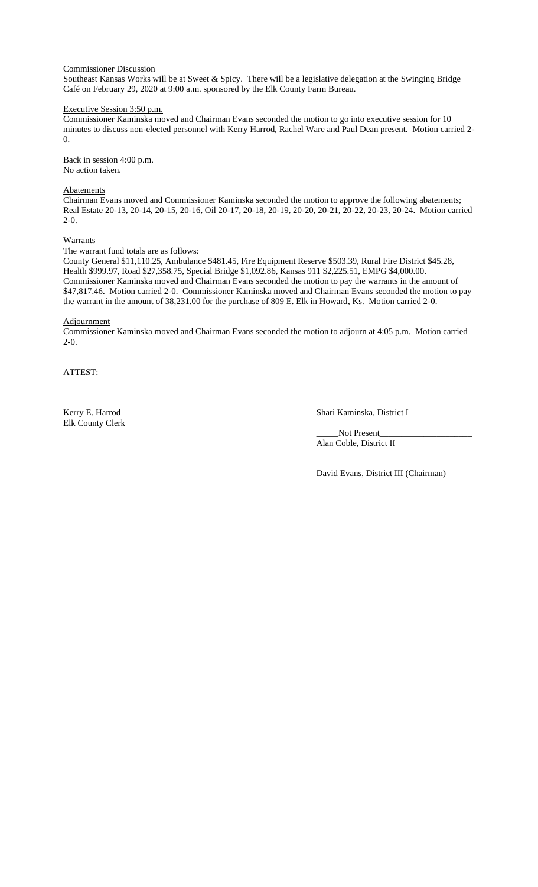Commissioner Discussion

Southeast Kansas Works will be at Sweet & Spicy. There will be a legislative delegation at the Swinging Bridge Café on February 29, 2020 at 9:00 a.m. sponsored by the Elk County Farm Bureau.

Executive Session 3:50 p.m.

Commissioner Kaminska moved and Chairman Evans seconded the motion to go into executive session for 10 minutes to discuss non-elected personnel with Kerry Harrod, Rachel Ware and Paul Dean present. Motion carried 2-0.

Back in session 4:00 p.m.
No action taken.

Abatements

Chairman Evans moved and Commissioner Kaminska seconded the motion to approve the following abatements; Real Estate 20-13, 20-14, 20-15, 20-16, Oil 20-17, 20-18, 20-19, 20-20, 20-21, 20-22, 20-23, 20-24. Motion carried 2-0.

Warrants

The warrant fund totals are as follows:
County General $11,110.25, Ambulance $481.45, Fire Equipment Reserve $503.39, Rural Fire District $45.28, Health $999.97, Road $27,358.75, Special Bridge $1,092.86, Kansas 911 $2,225.51, EMPG $4,000.00.
Commissioner Kaminska moved and Chairman Evans seconded the motion to pay the warrants in the amount of $47,817.46. Motion carried 2-0. Commissioner Kaminska moved and Chairman Evans seconded the motion to pay the warrant in the amount of 38,231.00 for the purchase of 809 E. Elk in Howard, Ks. Motion carried 2-0.

Adjournment

Commissioner Kaminska moved and Chairman Evans seconded the motion to adjourn at 4:05 p.m. Motion carried 2-0.

ATTEST:

___________________________________
Kerry E. Harrod
Elk County Clerk

___________________________________
Shari Kaminska, District I

_____Not Present_____________________
Alan Coble, District II

___________________________________
David Evans, District III (Chairman)